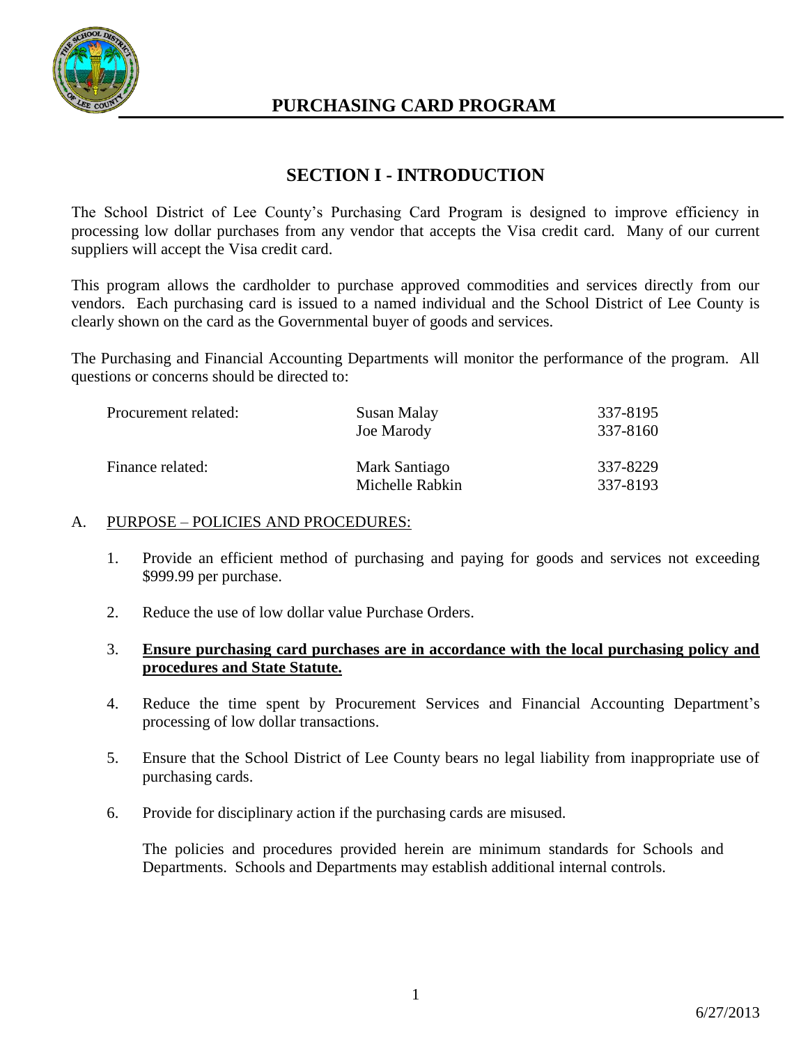# PURCHASING CARD PROGRAM

## SECTION I - INTRODUCTION

The School District of Lee County's Purchasing Card Program is designed to improve efficiency in processing low dollar purchases from any vendor that accepts the Visa credit card. Many of our current suppliers will accept the Visa credit card.

This program allows the cardholder to purchase approved commodities and services directly from our vendors. Each purchasing card is issued to a named individual and the School District of Lee County is clearly shown on the card as the Governmental buyer of goods and services.

The Purchasing and Financial Accounting Departments will monitor the performance of the program. All questions or concerns should be directed to:

| | | |
|---|---|---|
| Procurement related: | Susan Malay | 337-8195 |
| | Joe Marody | 337-8160 |
| Finance related: | Mark Santiago | 337-8229 |
| | Michelle Rabkin | 337-8193 |

A. PURPOSE – POLICIES AND PROCEDURES:

1. Provide an efficient method of purchasing and paying for goods and services not exceeding \$999.99 per purchase.

2. Reduce the use of low dollar value Purchase Orders.

3. **Ensure purchasing card purchases are in accordance with the local purchasing policy and procedures and State Statute.**

4. Reduce the time spent by Procurement Services and Financial Accounting Department's processing of low dollar transactions.

5. Ensure that the School District of Lee County bears no legal liability from inappropriate use of purchasing cards.

6. Provide for disciplinary action if the purchasing cards are misused.

   The policies and procedures provided herein are minimum standards for Schools and Departments. Schools and Departments may establish additional internal controls.

6/27/2013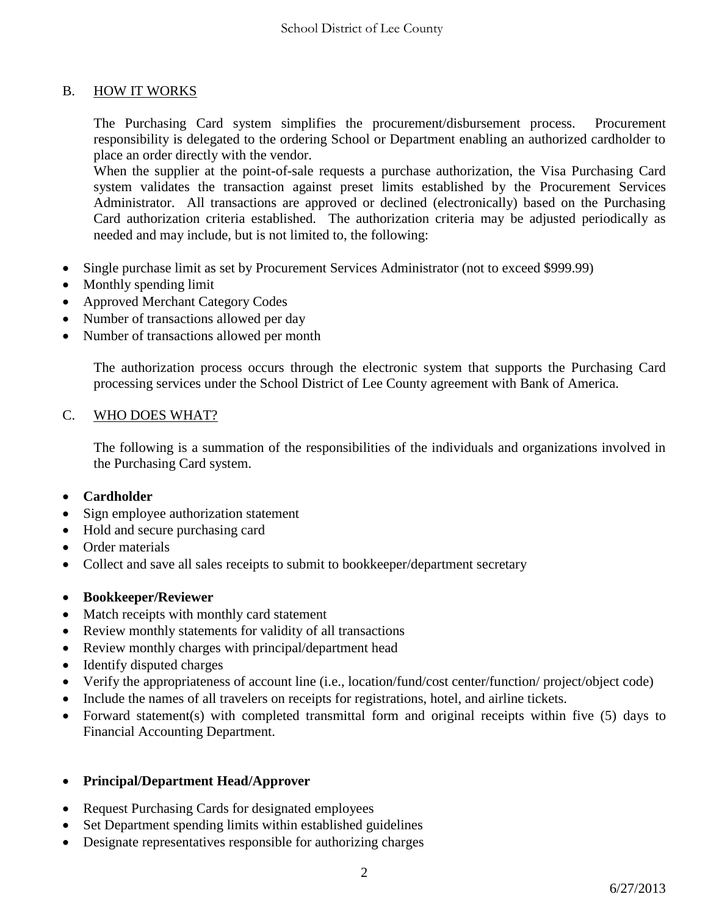## B. HOW IT WORKS

The Purchasing Card system simplifies the procurement/disbursement process. Procurement responsibility is delegated to the ordering School or Department enabling an authorized cardholder to place an order directly with the vendor.

When the supplier at the point-of-sale requests a purchase authorization, the Visa Purchasing Card system validates the transaction against preset limits established by the Procurement Services Administrator. All transactions are approved or declined (electronically) based on the Purchasing Card authorization criteria established. The authorization criteria may be adjusted periodically as needed and may include, but is not limited to, the following:

- Single purchase limit as set by Procurement Services Administrator (not to exceed $999.99)
- Monthly spending limit
- Approved Merchant Category Codes
- Number of transactions allowed per day
- Number of transactions allowed per month

The authorization process occurs through the electronic system that supports the Purchasing Card processing services under the School District of Lee County agreement with Bank of America.

## C. WHO DOES WHAT?

The following is a summation of the responsibilities of the individuals and organizations involved in the Purchasing Card system.

- **Cardholder**
- Sign employee authorization statement
- Hold and secure purchasing card
- Order materials
- Collect and save all sales receipts to submit to bookkeeper/department secretary

- **Bookkeeper/Reviewer**
- Match receipts with monthly card statement
- Review monthly statements for validity of all transactions
- Review monthly charges with principal/department head
- Identify disputed charges
- Verify the appropriateness of account line (i.e., location/fund/cost center/function/ project/object code)
- Include the names of all travelers on receipts for registrations, hotel, and airline tickets.
- Forward statement(s) with completed transmittal form and original receipts within five (5) days to Financial Accounting Department.

- **Principal/Department Head/Approver**

- Request Purchasing Cards for designated employees
- Set Department spending limits within established guidelines
- Designate representatives responsible for authorizing charges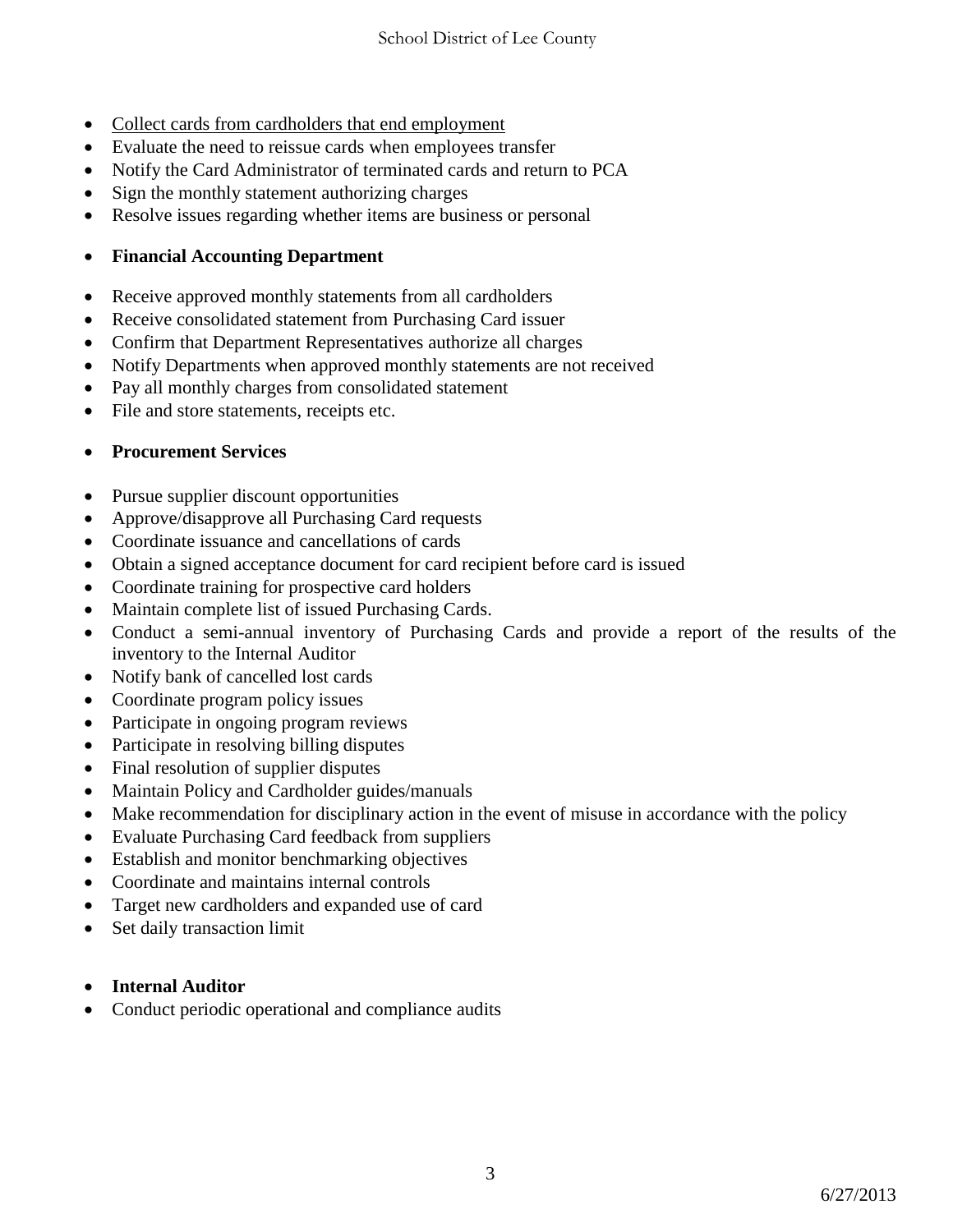- <u>Collect cards from cardholders that end employment</u>
- Evaluate the need to reissue cards when employees transfer
- Notify the Card Administrator of terminated cards and return to PCA
- Sign the monthly statement authorizing charges
- Resolve issues regarding whether items are business or personal

- **Financial Accounting Department**

- Receive approved monthly statements from all cardholders
- Receive consolidated statement from Purchasing Card issuer
- Confirm that Department Representatives authorize all charges
- Notify Departments when approved monthly statements are not received
- Pay all monthly charges from consolidated statement
- File and store statements, receipts etc.

- **Procurement Services**

- Pursue supplier discount opportunities
- Approve/disapprove all Purchasing Card requests
- Coordinate issuance and cancellations of cards
- Obtain a signed acceptance document for card recipient before card is issued
- Coordinate training for prospective card holders
- Maintain complete list of issued Purchasing Cards.
- Conduct a semi-annual inventory of Purchasing Cards and provide a report of the results of the inventory to the Internal Auditor
- Notify bank of cancelled lost cards
- Coordinate program policy issues
- Participate in ongoing program reviews
- Participate in resolving billing disputes
- Final resolution of supplier disputes
- Maintain Policy and Cardholder guides/manuals
- Make recommendation for disciplinary action in the event of misuse in accordance with the policy
- Evaluate Purchasing Card feedback from suppliers
- Establish and monitor benchmarking objectives
- Coordinate and maintains internal controls
- Target new cardholders and expanded use of card
- Set daily transaction limit

- **Internal Auditor**
- Conduct periodic operational and compliance audits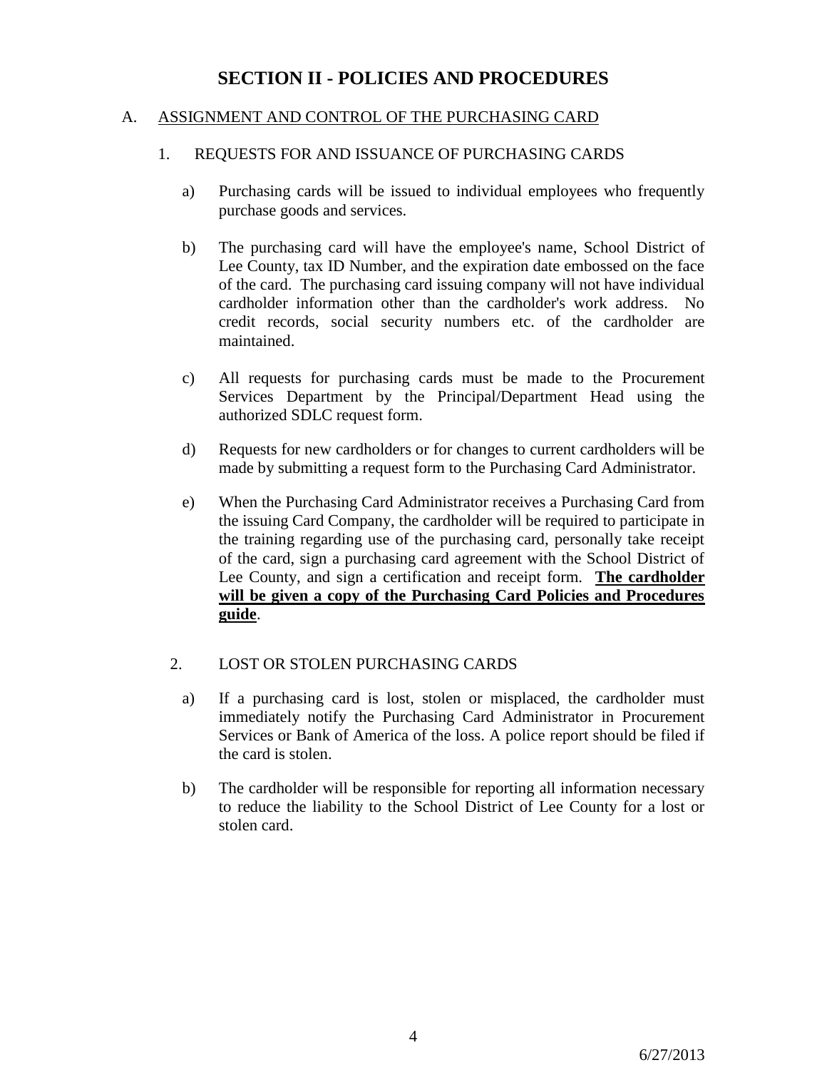# SECTION II - POLICIES AND PROCEDURES

## A. ASSIGNMENT AND CONTROL OF THE PURCHASING CARD

### 1. REQUESTS FOR AND ISSUANCE OF PURCHASING CARDS

a) Purchasing cards will be issued to individual employees who frequently purchase goods and services.

b) The purchasing card will have the employee's name, School District of Lee County, tax ID Number, and the expiration date embossed on the face of the card. The purchasing card issuing company will not have individual cardholder information other than the cardholder's work address. No credit records, social security numbers etc. of the cardholder are maintained.

c) All requests for purchasing cards must be made to the Procurement Services Department by the Principal/Department Head using the authorized SDLC request form.

d) Requests for new cardholders or for changes to current cardholders will be made by submitting a request form to the Purchasing Card Administrator.

e) When the Purchasing Card Administrator receives a Purchasing Card from the issuing Card Company, the cardholder will be required to participate in the training regarding use of the purchasing card, personally take receipt of the card, sign a purchasing card agreement with the School District of Lee County, and sign a certification and receipt form. **<u>The cardholder will be given a copy of the Purchasing Card Policies and Procedures guide</u>**.

### 2. LOST OR STOLEN PURCHASING CARDS

a) If a purchasing card is lost, stolen or misplaced, the cardholder must immediately notify the Purchasing Card Administrator in Procurement Services or Bank of America of the loss. A police report should be filed if the card is stolen.

b) The cardholder will be responsible for reporting all information necessary to reduce the liability to the School District of Lee County for a lost or stolen card.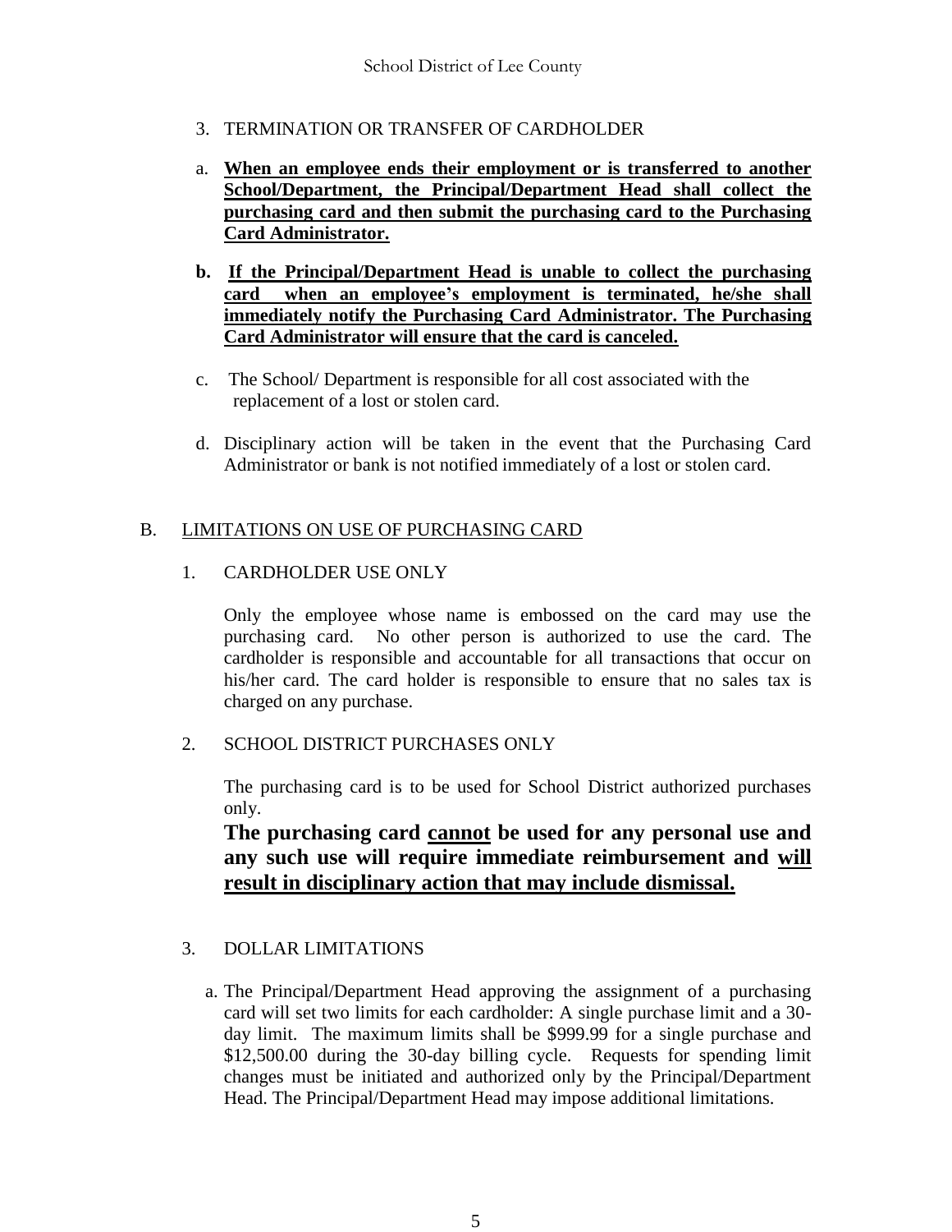3. TERMINATION OR TRANSFER OF CARDHOLDER

a. **When an employee ends their employment or is transferred to another School/Department, the Principal/Department Head shall collect the purchasing card and then submit the purchasing card to the Purchasing Card Administrator.**

b. **If the Principal/Department Head is unable to collect the purchasing card when an employee's employment is terminated, he/she shall immediately notify the Purchasing Card Administrator. The Purchasing Card Administrator will ensure that the card is canceled.**

c. The School/ Department is responsible for all cost associated with the replacement of a lost or stolen card.

d. Disciplinary action will be taken in the event that the Purchasing Card Administrator or bank is not notified immediately of a lost or stolen card.

## B. LIMITATIONS ON USE OF PURCHASING CARD

1. CARDHOLDER USE ONLY

Only the employee whose name is embossed on the card may use the purchasing card. No other person is authorized to use the card. The cardholder is responsible and accountable for all transactions that occur on his/her card. The card holder is responsible to ensure that no sales tax is charged on any purchase.

2. SCHOOL DISTRICT PURCHASES ONLY

The purchasing card is to be used for School District authorized purchases only.

**The purchasing card cannot be used for any personal use and any such use will require immediate reimbursement and will result in disciplinary action that may include dismissal.**

3. DOLLAR LIMITATIONS

a. The Principal/Department Head approving the assignment of a purchasing card will set two limits for each cardholder: A single purchase limit and a 30-day limit. The maximum limits shall be $999.99 for a single purchase and $12,500.00 during the 30-day billing cycle. Requests for spending limit changes must be initiated and authorized only by the Principal/Department Head. The Principal/Department Head may impose additional limitations.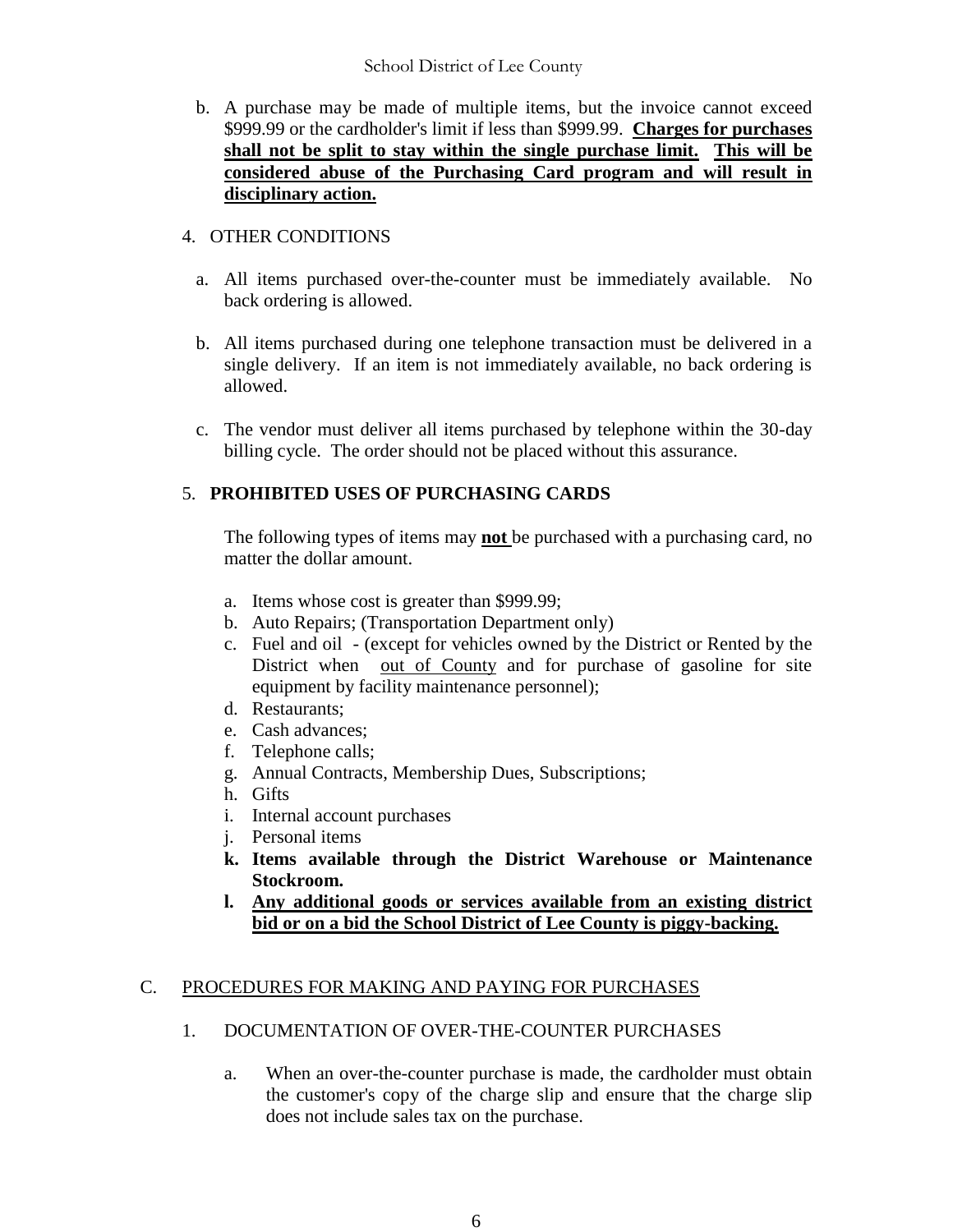b. A purchase may be made of multiple items, but the invoice cannot exceed $999.99 or the cardholder's limit if less than $999.99. **<u>Charges for purchases shall not be split to stay within the single purchase limit.</u>** **<u>This will be considered abuse of the Purchasing Card program and will result in disciplinary action.</u>**

4. OTHER CONDITIONS

a. All items purchased over-the-counter must be immediately available. No back ordering is allowed.

b. All items purchased during one telephone transaction must be delivered in a single delivery. If an item is not immediately available, no back ordering is allowed.

c. The vendor must deliver all items purchased by telephone within the 30-day billing cycle. The order should not be placed without this assurance.

5. **PROHIBITED USES OF PURCHASING CARDS**

The following types of items may **<u>not</u>** be purchased with a purchasing card, no matter the dollar amount.

a. Items whose cost is greater than $999.99;
b. Auto Repairs; (Transportation Department only)
c. Fuel and oil - (except for vehicles owned by the District or Rented by the District when <u>out of County</u> and for purchase of gasoline for site equipment by facility maintenance personnel);
d. Restaurants;
e. Cash advances;
f. Telephone calls;
g. Annual Contracts, Membership Dues, Subscriptions;
h. Gifts
i. Internal account purchases
j. Personal items
**k. Items available through the District Warehouse or Maintenance Stockroom.**
**l. <u>Any additional goods or services available from an existing district bid or on a bid the School District of Lee County is piggy-backing.</u>**

C. <u>PROCEDURES FOR MAKING AND PAYING FOR PURCHASES</u>

1. DOCUMENTATION OF OVER-THE-COUNTER PURCHASES

a. When an over-the-counter purchase is made, the cardholder must obtain the customer's copy of the charge slip and ensure that the charge slip does not include sales tax on the purchase.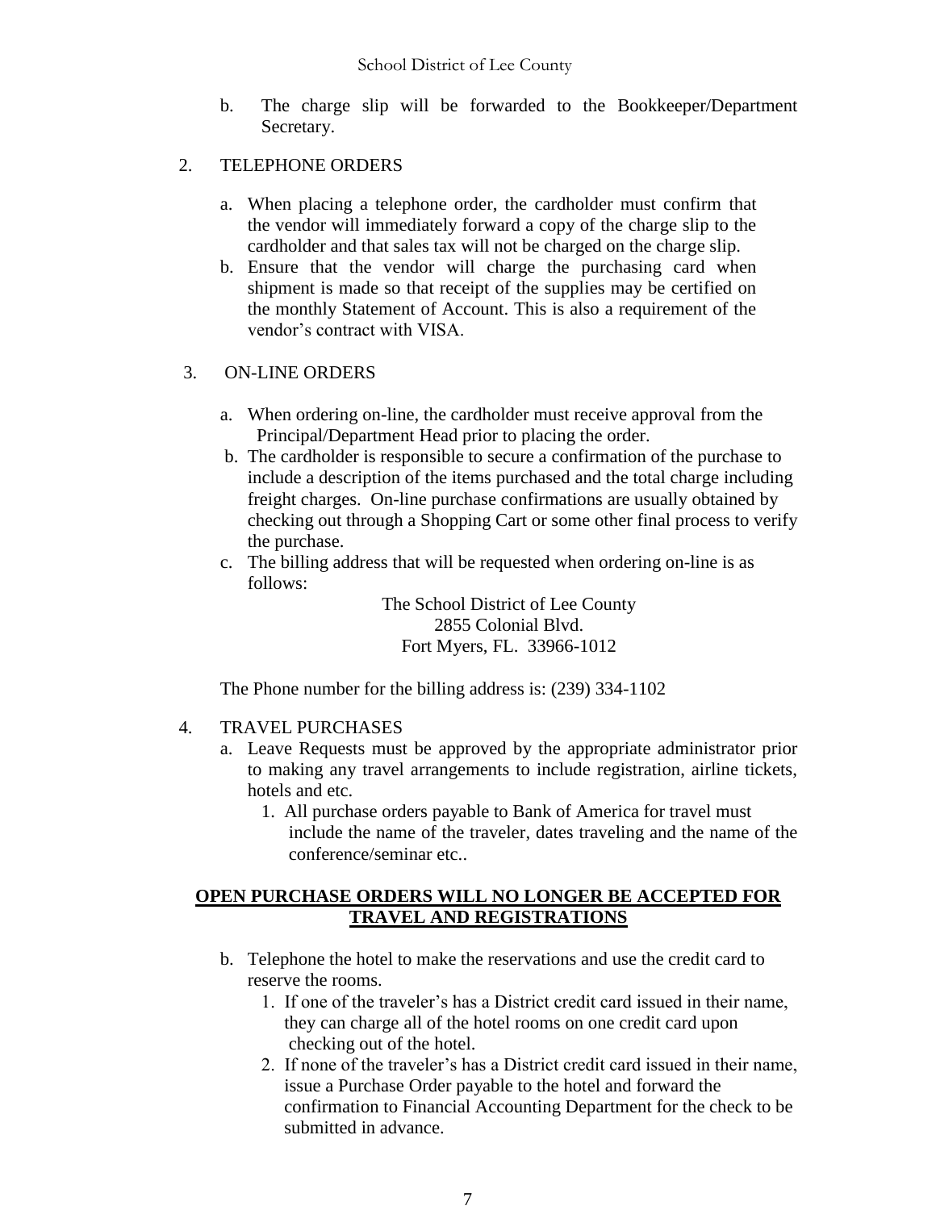b. The charge slip will be forwarded to the Bookkeeper/Department Secretary.

2. TELEPHONE ORDERS

   a. When placing a telephone order, the cardholder must confirm that the vendor will immediately forward a copy of the charge slip to the cardholder and that sales tax will not be charged on the charge slip.
   b. Ensure that the vendor will charge the purchasing card when shipment is made so that receipt of the supplies may be certified on the monthly Statement of Account. This is also a requirement of the vendor's contract with VISA.

3. ON-LINE ORDERS

   a. When ordering on-line, the cardholder must receive approval from the Principal/Department Head prior to placing the order.
   b. The cardholder is responsible to secure a confirmation of the purchase to include a description of the items purchased and the total charge including freight charges. On-line purchase confirmations are usually obtained by checking out through a Shopping Cart or some other final process to verify the purchase.
   c. The billing address that will be requested when ordering on-line is as follows:

      The School District of Lee County
      2855 Colonial Blvd.
      Fort Myers, FL. 33966-1012

   The Phone number for the billing address is: (239) 334-1102

4. TRAVEL PURCHASES
   a. Leave Requests must be approved by the appropriate administrator prior to making any travel arrangements to include registration, airline tickets, hotels and etc.
      1. All purchase orders payable to Bank of America for travel must include the name of the traveler, dates traveling and the name of the conference/seminar etc..

**<u>OPEN PURCHASE ORDERS WILL NO LONGER BE ACCEPTED FOR TRAVEL AND REGISTRATIONS</u>**

   b. Telephone the hotel to make the reservations and use the credit card to reserve the rooms.
      1. If one of the traveler's has a District credit card issued in their name, they can charge all of the hotel rooms on one credit card upon checking out of the hotel.
      2. If none of the traveler's has a District credit card issued in their name, issue a Purchase Order payable to the hotel and forward the confirmation to Financial Accounting Department for the check to be submitted in advance.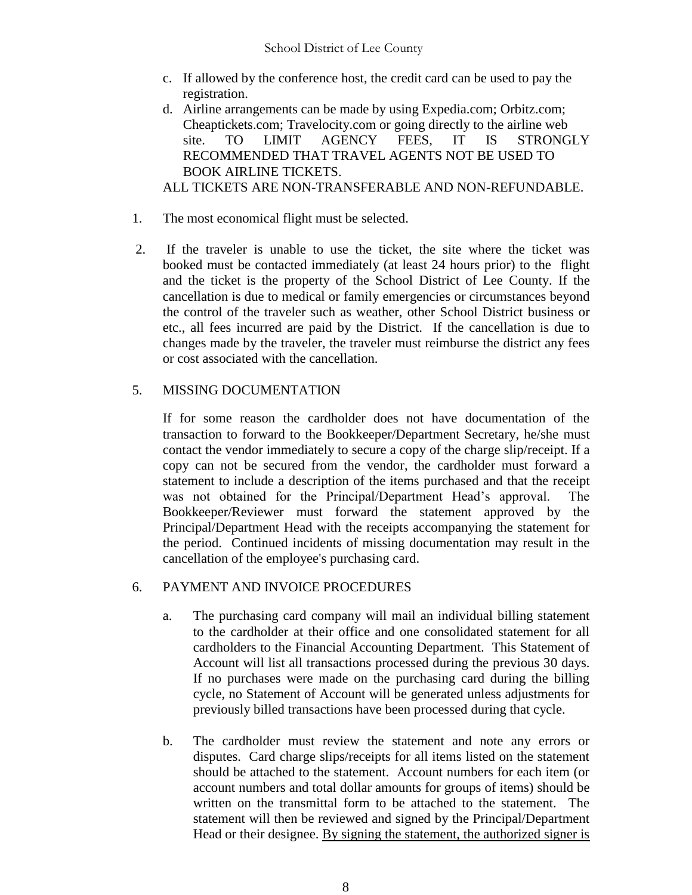c. If allowed by the conference host, the credit card can be used to pay the registration.

d. Airline arrangements can be made by using Expedia.com; Orbitz.com; Cheaptickets.com; Travelocity.com or going directly to the airline web site. TO LIMIT AGENCY FEES, IT IS STRONGLY RECOMMENDED THAT TRAVEL AGENTS NOT BE USED TO BOOK AIRLINE TICKETS.

ALL TICKETS ARE NON-TRANSFERABLE AND NON-REFUNDABLE.

1. The most economical flight must be selected.

2. If the traveler is unable to use the ticket, the site where the ticket was booked must be contacted immediately (at least 24 hours prior) to the flight and the ticket is the property of the School District of Lee County. If the cancellation is due to medical or family emergencies or circumstances beyond the control of the traveler such as weather, other School District business or etc., all fees incurred are paid by the District. If the cancellation is due to changes made by the traveler, the traveler must reimburse the district any fees or cost associated with the cancellation.

5. MISSING DOCUMENTATION

If for some reason the cardholder does not have documentation of the transaction to forward to the Bookkeeper/Department Secretary, he/she must contact the vendor immediately to secure a copy of the charge slip/receipt. If a copy can not be secured from the vendor, the cardholder must forward a statement to include a description of the items purchased and that the receipt was not obtained for the Principal/Department Head's approval. The Bookkeeper/Reviewer must forward the statement approved by the Principal/Department Head with the receipts accompanying the statement for the period. Continued incidents of missing documentation may result in the cancellation of the employee's purchasing card.

6. PAYMENT AND INVOICE PROCEDURES

a. The purchasing card company will mail an individual billing statement to the cardholder at their office and one consolidated statement for all cardholders to the Financial Accounting Department. This Statement of Account will list all transactions processed during the previous 30 days. If no purchases were made on the purchasing card during the billing cycle, no Statement of Account will be generated unless adjustments for previously billed transactions have been processed during that cycle.

b. The cardholder must review the statement and note any errors or disputes. Card charge slips/receipts for all items listed on the statement should be attached to the statement. Account numbers for each item (or account numbers and total dollar amounts for groups of items) should be written on the transmittal form to be attached to the statement. The statement will then be reviewed and signed by the Principal/Department Head or their designee. <u>By signing the statement, the authorized signer is</u>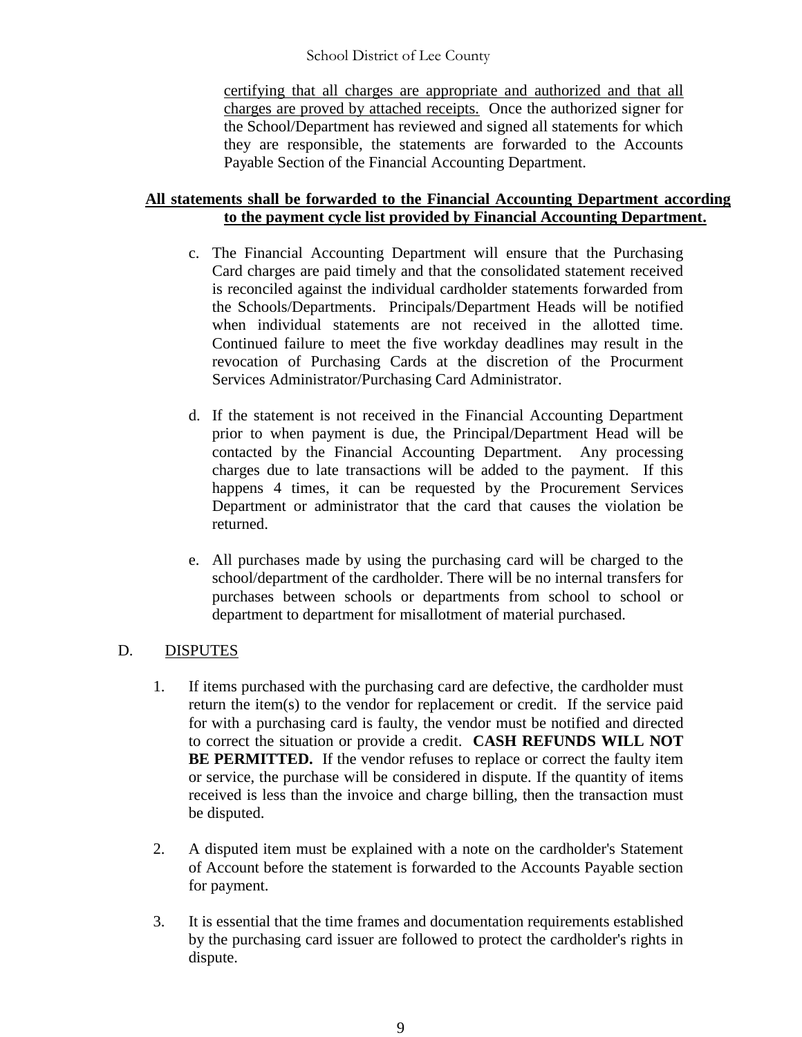<u>certifying that all charges are appropriate and authorized and that all charges are proved by attached receipts.</u> Once the authorized signer for the School/Department has reviewed and signed all statements for which they are responsible, the statements are forwarded to the Accounts Payable Section of the Financial Accounting Department.

**<u>All statements shall be forwarded to the Financial Accounting Department according to the payment cycle list provided by Financial Accounting Department.</u>**

c. The Financial Accounting Department will ensure that the Purchasing Card charges are paid timely and that the consolidated statement received is reconciled against the individual cardholder statements forwarded from the Schools/Departments. Principals/Department Heads will be notified when individual statements are not received in the allotted time. Continued failure to meet the five workday deadlines may result in the revocation of Purchasing Cards at the discretion of the Procurment Services Administrator/Purchasing Card Administrator.

d. If the statement is not received in the Financial Accounting Department prior to when payment is due, the Principal/Department Head will be contacted by the Financial Accounting Department. Any processing charges due to late transactions will be added to the payment. If this happens 4 times, it can be requested by the Procurement Services Department or administrator that the card that causes the violation be returned.

e. All purchases made by using the purchasing card will be charged to the school/department of the cardholder. There will be no internal transfers for purchases between schools or departments from school to school or department to department for misallotment of material purchased.

## D. <u>DISPUTES</u>

1. If items purchased with the purchasing card are defective, the cardholder must return the item(s) to the vendor for replacement or credit. If the service paid for with a purchasing card is faulty, the vendor must be notified and directed to correct the situation or provide a credit. **CASH REFUNDS WILL NOT BE PERMITTED.** If the vendor refuses to replace or correct the faulty item or service, the purchase will be considered in dispute. If the quantity of items received is less than the invoice and charge billing, then the transaction must be disputed.

2. A disputed item must be explained with a note on the cardholder's Statement of Account before the statement is forwarded to the Accounts Payable section for payment.

3. It is essential that the time frames and documentation requirements established by the purchasing card issuer are followed to protect the cardholder's rights in dispute.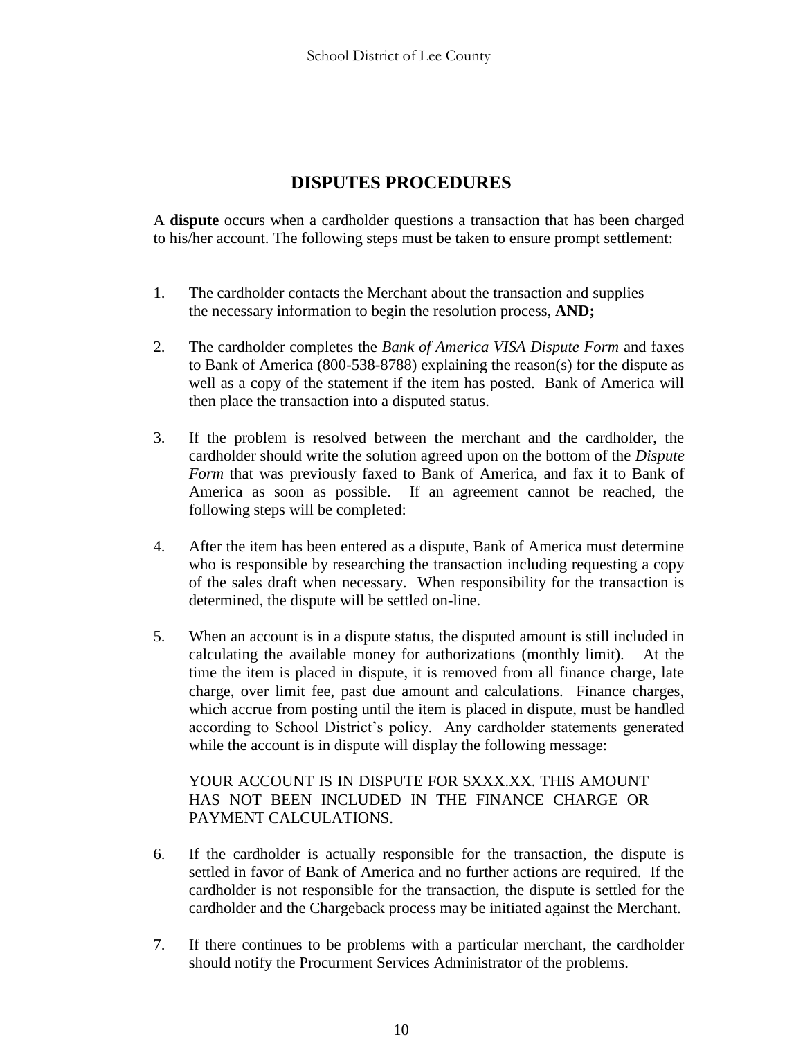# DISPUTES PROCEDURES

A **dispute** occurs when a cardholder questions a transaction that has been charged to his/her account. The following steps must be taken to ensure prompt settlement:

1. The cardholder contacts the Merchant about the transaction and supplies the necessary information to begin the resolution process, **AND;**

2. The cardholder completes the *Bank of America VISA Dispute Form* and faxes to Bank of America (800-538-8788) explaining the reason(s) for the dispute as well as a copy of the statement if the item has posted. Bank of America will then place the transaction into a disputed status.

3. If the problem is resolved between the merchant and the cardholder, the cardholder should write the solution agreed upon on the bottom of the *Dispute Form* that was previously faxed to Bank of America, and fax it to Bank of America as soon as possible. If an agreement cannot be reached, the following steps will be completed:

4. After the item has been entered as a dispute, Bank of America must determine who is responsible by researching the transaction including requesting a copy of the sales draft when necessary. When responsibility for the transaction is determined, the dispute will be settled on-line.

5. When an account is in a dispute status, the disputed amount is still included in calculating the available money for authorizations (monthly limit). At the time the item is placed in dispute, it is removed from all finance charge, late charge, over limit fee, past due amount and calculations. Finance charges, which accrue from posting until the item is placed in dispute, must be handled according to School District's policy. Any cardholder statements generated while the account is in dispute will display the following message:

   YOUR ACCOUNT IS IN DISPUTE FOR $XXX.XX. THIS AMOUNT HAS NOT BEEN INCLUDED IN THE FINANCE CHARGE OR PAYMENT CALCULATIONS.

6. If the cardholder is actually responsible for the transaction, the dispute is settled in favor of Bank of America and no further actions are required. If the cardholder is not responsible for the transaction, the dispute is settled for the cardholder and the Chargeback process may be initiated against the Merchant.

7. If there continues to be problems with a particular merchant, the cardholder should notify the Procurment Services Administrator of the problems.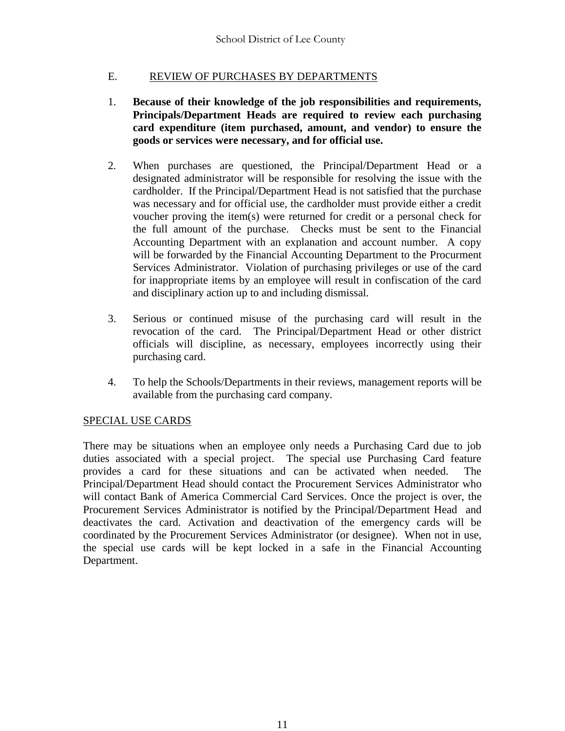## E. REVIEW OF PURCHASES BY DEPARTMENTS

1. **Because of their knowledge of the job responsibilities and requirements, Principals/Department Heads are required to review each purchasing card expenditure (item purchased, amount, and vendor) to ensure the goods or services were necessary, and for official use.**

2. When purchases are questioned, the Principal/Department Head or a designated administrator will be responsible for resolving the issue with the cardholder. If the Principal/Department Head is not satisfied that the purchase was necessary and for official use, the cardholder must provide either a credit voucher proving the item(s) were returned for credit or a personal check for the full amount of the purchase. Checks must be sent to the Financial Accounting Department with an explanation and account number. A copy will be forwarded by the Financial Accounting Department to the Procurment Services Administrator. Violation of purchasing privileges or use of the card for inappropriate items by an employee will result in confiscation of the card and disciplinary action up to and including dismissal.

3. Serious or continued misuse of the purchasing card will result in the revocation of the card. The Principal/Department Head or other district officials will discipline, as necessary, employees incorrectly using their purchasing card.

4. To help the Schools/Departments in their reviews, management reports will be available from the purchasing card company.

## SPECIAL USE CARDS

There may be situations when an employee only needs a Purchasing Card due to job duties associated with a special project. The special use Purchasing Card feature provides a card for these situations and can be activated when needed. The Principal/Department Head should contact the Procurement Services Administrator who will contact Bank of America Commercial Card Services. Once the project is over, the Procurement Services Administrator is notified by the Principal/Department Head and deactivates the card. Activation and deactivation of the emergency cards will be coordinated by the Procurement Services Administrator (or designee). When not in use, the special use cards will be kept locked in a safe in the Financial Accounting Department.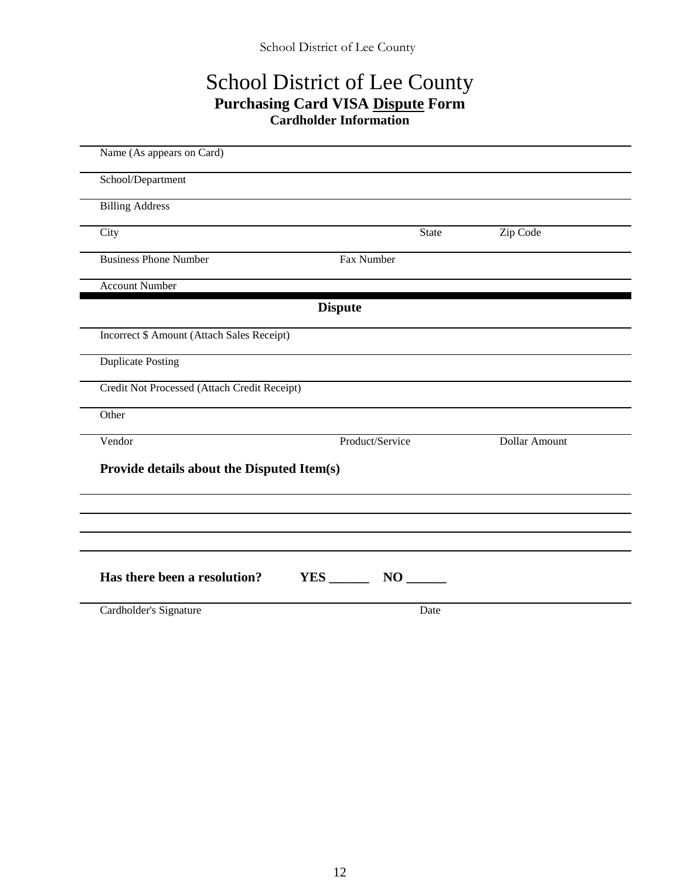# School District of Lee County

## Purchasing Card VISA Dispute Form

### Cardholder Information

Name (As appears on Card)

School/Department

Billing Address

City State Zip Code

Business Phone Number Fax Number

Account Number

### Dispute

Incorrect $ Amount (Attach Sales Receipt)

Duplicate Posting

Credit Not Processed (Attach Credit Receipt)

Other

Vendor Product/Service Dollar Amount

**Provide details about the Disputed Item(s)**

---

---

---

---

**Has there been a resolution? YES ______ NO ______**

Cardholder's Signature Date